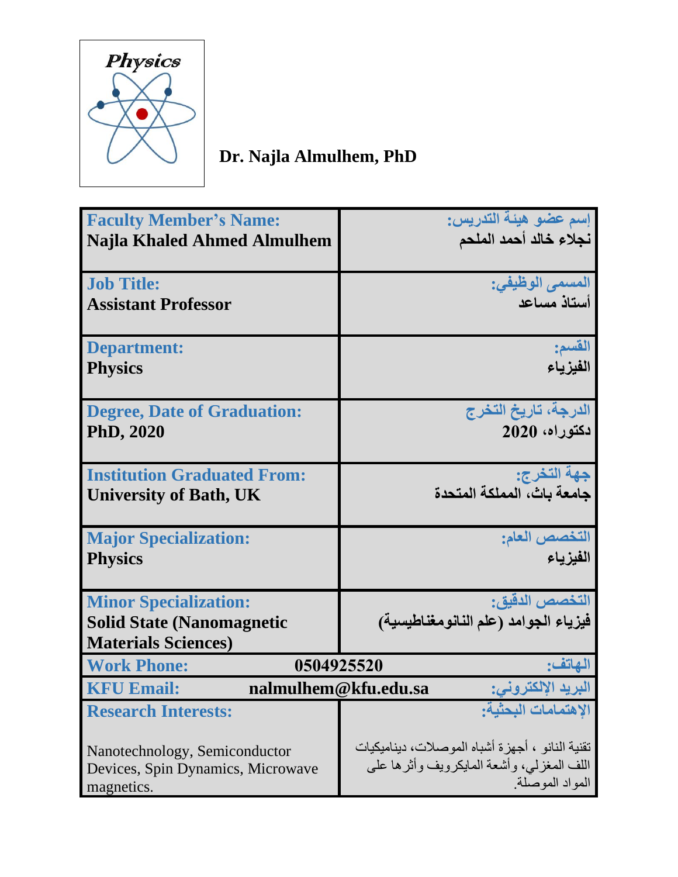Physics

**Dr. Najla Almulhem, PhD**

| **Faculty Member's Name:** | **إسم عضو هيئة التدريس:** |
|---|---|
| **Najla Khaled Ahmed Almulhem** | **نجلاء خالد أحمد الملحم** |
| **Job Title:** Assistant Professor | **المسمى الوظيفي:** أستاذ مساعد |
| **Department:** Physics | **القسم:** الفيزياء |
| **Degree, Date of Graduation:** PhD, 2020 | **الدرجة، تاريخ التخرج** دكتوراه، 2020 |
| **Institution Graduated From:** University of Bath, UK | **جهة التخرج:** جامعة باث، المملكة المتحدة |
| **Major Specialization:** Physics | **التخصص العام:** الفيزياء |
| **Minor Specialization:** Solid State (Nanomagnetic Materials Sciences) | **التخصص الدقيق:** فيزياء الجوامد (علم النانومغناطيسية) |
| **Work Phone:** 0504925520 | **الهاتف:** |
| **KFU Email:** nalmulhem@kfu.edu.sa | **البريد الإلكتروني:** |
| **Research Interests:** Nanotechnology, Semiconductor Devices, Spin Dynamics, Microwave magnetics. | **الإهتمامات البحثية:** تقنية النانو ، أجهزة أشباه الموصلات، ديناميكيات اللف المغزلي، وأشعة المايكرويف وأثرها على المواد الموصلة. |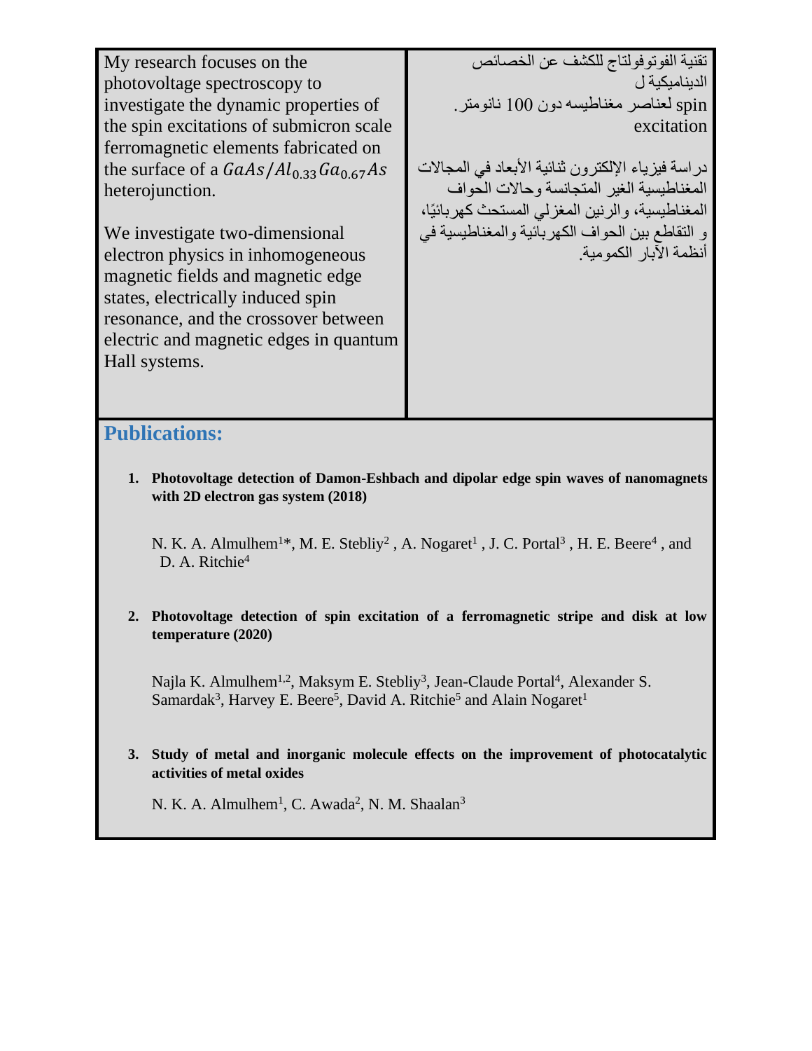| | |
|---|---|
| My research focuses on the photovoltage spectroscopy to investigate the dynamic properties of the spin excitations of submicron scale ferromagnetic elements fabricated on the surface of a $GaAs/Al_{0.33}Ga_{0.67}As$ heterojunction.<br><br>We investigate two-dimensional electron physics in inhomogeneous magnetic fields and magnetic edge states, electrically induced spin resonance, and the crossover between electric and magnetic edges in quantum Hall systems. | تقنية الفوتوفولتاج للكشف عن الخصائص الديناميكية ل spin excitation لعناصر مغناطيسه دون 100 نانومتر.<br><br>دراسة فيزياء الإلكترون ثنائية الأبعاد في المجالات المغناطيسية الغير المتجانسة وحالات الحواف المغناطيسية، والرنين المغزلي المستحث كهربائيًا، و التقاطع بين الحواف الكهربائية والمغناطيسية في أنظمة الآبار الكمومية. |

## Publications:

1. **Photovoltage detection of Damon-Eshbach and dipolar edge spin waves of nanomagnets with 2D electron gas system (2018)**

   N. K. A. Almulhem[1]*, M. E. Stebliy[2] , A. Nogaret[1] , J. C. Portal[3] , H. E. Beere[4] , and D. A. Ritchie[4]

2. **Photovoltage detection of spin excitation of a ferromagnetic stripe and disk at low temperature (2020)**

   Najla K. Almulhem[1,2], Maksym E. Stebliy[3], Jean-Claude Portal[4], Alexander S. Samardak[3], Harvey E. Beere[5], David A. Ritchie[5] and Alain Nogaret[1]

3. **Study of metal and inorganic molecule effects on the improvement of photocatalytic activities of metal oxides**

   N. K. A. Almulhem[1], C. Awada[2], N. M. Shaalan[3]